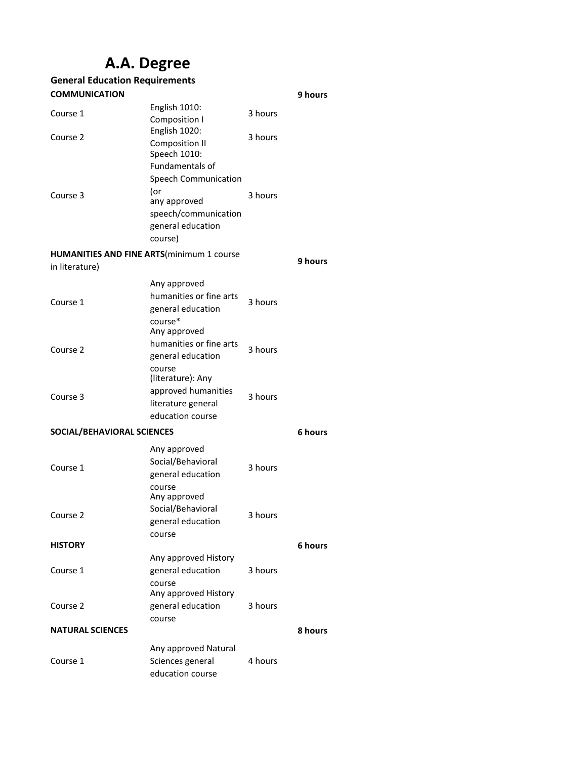# A.A. Degree

## General Education Requirements

| | | | |
|---|---|---|---|
| **COMMUNICATION** | | | **9 hours** |
| Course 1 | English 1010: Composition I | 3 hours | |
| Course 2 | English 1020: Composition II | 3 hours | |
| Course 3 | Speech 1010: Fundamentals of Speech Communication (or any approved speech/communication general education course) | 3 hours | |
| **HUMANITIES AND FINE ARTS**(minimum 1 course in literature) | | | **9 hours** |
| Course 1 | Any approved humanities or fine arts general education course* | 3 hours | |
| Course 2 | Any approved humanities or fine arts general education course | 3 hours | |
| Course 3 | (literature): Any approved humanities literature general education course | 3 hours | |
| **SOCIAL/BEHAVIORAL SCIENCES** | | | **6 hours** |
| Course 1 | Any approved Social/Behavioral general education course | 3 hours | |
| Course 2 | Any approved Social/Behavioral general education course | 3 hours | |
| **HISTORY** | | | **6 hours** |
| Course 1 | Any approved History general education course | 3 hours | |
| Course 2 | Any approved History general education course | 3 hours | |
| **NATURAL SCIENCES** | | | **8 hours** |
| Course 1 | Any approved Natural Sciences general education course | 4 hours | |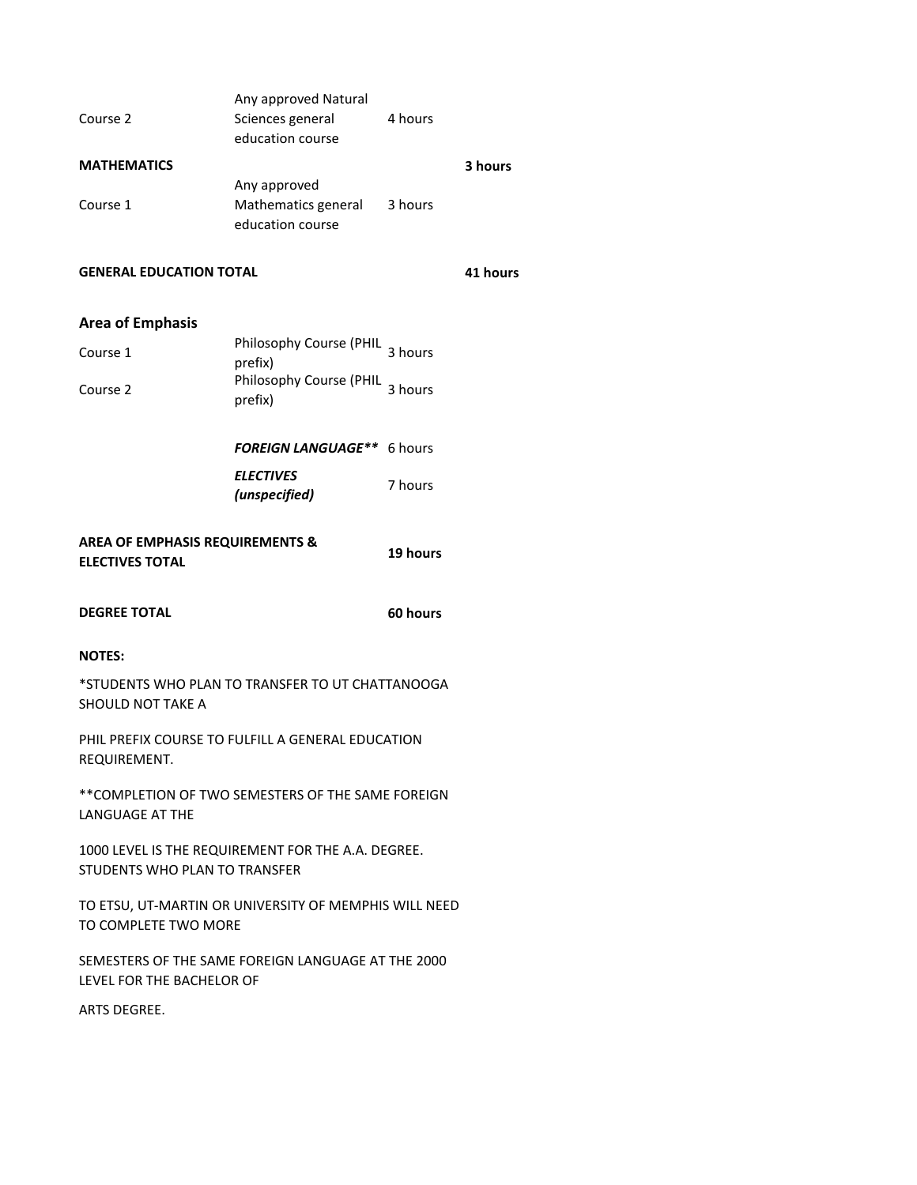| | | | |
|---|---|---|---|
| Course 2 | Any approved Natural Sciences general education course | 4 hours | |
| **MATHEMATICS** | | | **3 hours** |
| Course 1 | Any approved Mathematics general education course | 3 hours | |
| **GENERAL EDUCATION TOTAL** | | | **41 hours** |

## Area of Emphasis

| | | | |
|---|---|---|---|
| Course 1 | Philosophy Course (PHIL prefix) | 3 hours | |
| Course 2 | Philosophy Course (PHIL prefix) | 3 hours | |
| | ***FOREIGN LANGUAGE**** | 6 hours | |
| | ***ELECTIVES (unspecified)*** | 7 hours | |
| **AREA OF EMPHASIS REQUIREMENTS & ELECTIVES TOTAL** | | **19 hours** | |
| **DEGREE TOTAL** | | **60 hours** | |

**NOTES:**

*STUDENTS WHO PLAN TO TRANSFER TO UT CHATTANOOGA SHOULD NOT TAKE A

PHIL PREFIX COURSE TO FULFILL A GENERAL EDUCATION REQUIREMENT.

**COMPLETION OF TWO SEMESTERS OF THE SAME FOREIGN LANGUAGE AT THE

1000 LEVEL IS THE REQUIREMENT FOR THE A.A. DEGREE. STUDENTS WHO PLAN TO TRANSFER

TO ETSU, UT-MARTIN OR UNIVERSITY OF MEMPHIS WILL NEED TO COMPLETE TWO MORE

SEMESTERS OF THE SAME FOREIGN LANGUAGE AT THE 2000 LEVEL FOR THE BACHELOR OF

ARTS DEGREE.